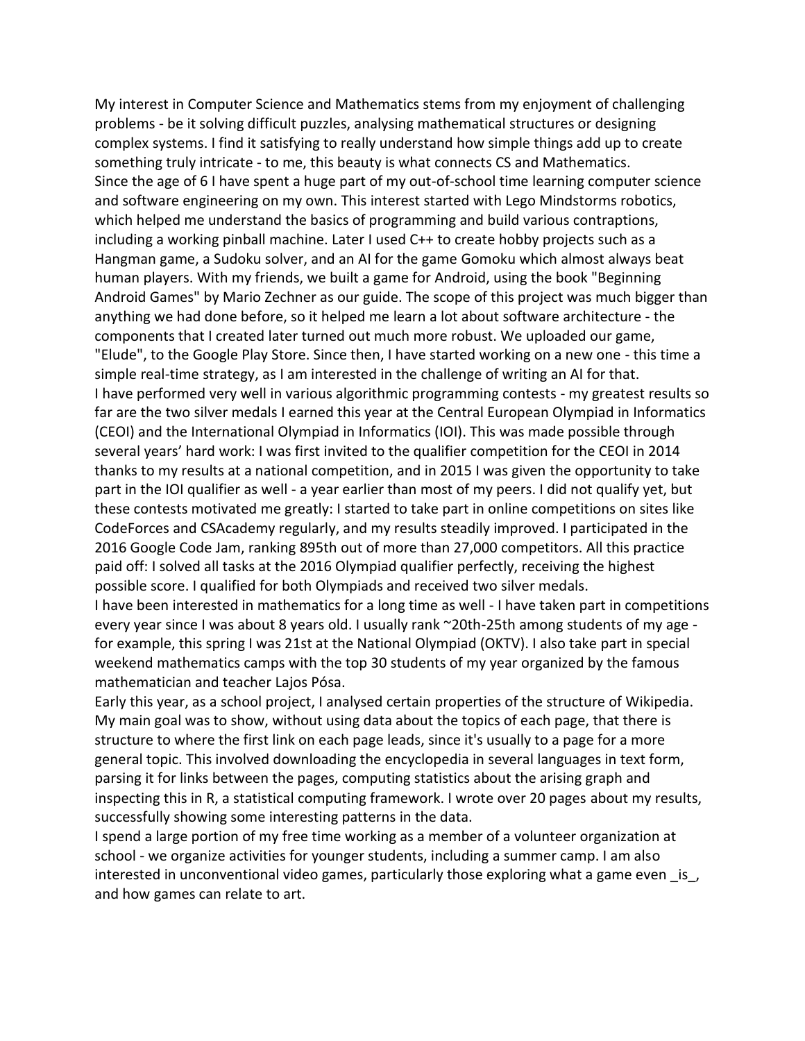My interest in Computer Science and Mathematics stems from my enjoyment of challenging problems - be it solving difficult puzzles, analysing mathematical structures or designing complex systems. I find it satisfying to really understand how simple things add up to create something truly intricate - to me, this beauty is what connects CS and Mathematics.

Since the age of 6 I have spent a huge part of my out-of-school time learning computer science and software engineering on my own. This interest started with Lego Mindstorms robotics, which helped me understand the basics of programming and build various contraptions, including a working pinball machine. Later I used C++ to create hobby projects such as a Hangman game, a Sudoku solver, and an AI for the game Gomoku which almost always beat human players. With my friends, we built a game for Android, using the book "Beginning Android Games" by Mario Zechner as our guide. The scope of this project was much bigger than anything we had done before, so it helped me learn a lot about software architecture - the components that I created later turned out much more robust. We uploaded our game, "Elude", to the Google Play Store. Since then, I have started working on a new one - this time a simple real-time strategy, as I am interested in the challenge of writing an AI for that.

I have performed very well in various algorithmic programming contests - my greatest results so far are the two silver medals I earned this year at the Central European Olympiad in Informatics (CEOI) and the International Olympiad in Informatics (IOI). This was made possible through several years' hard work: I was first invited to the qualifier competition for the CEOI in 2014 thanks to my results at a national competition, and in 2015 I was given the opportunity to take part in the IOI qualifier as well - a year earlier than most of my peers. I did not qualify yet, but these contests motivated me greatly: I started to take part in online competitions on sites like CodeForces and CSAcademy regularly, and my results steadily improved. I participated in the 2016 Google Code Jam, ranking 895th out of more than 27,000 competitors. All this practice paid off: I solved all tasks at the 2016 Olympiad qualifier perfectly, receiving the highest possible score. I qualified for both Olympiads and received two silver medals.

I have been interested in mathematics for a long time as well - I have taken part in competitions every year since I was about 8 years old. I usually rank ~20th-25th among students of my age - for example, this spring I was 21st at the National Olympiad (OKTV). I also take part in special weekend mathematics camps with the top 30 students of my year organized by the famous mathematician and teacher Lajos Pósa.

Early this year, as a school project, I analysed certain properties of the structure of Wikipedia. My main goal was to show, without using data about the topics of each page, that there is structure to where the first link on each page leads, since it's usually to a page for a more general topic. This involved downloading the encyclopedia in several languages in text form, parsing it for links between the pages, computing statistics about the arising graph and inspecting this in R, a statistical computing framework. I wrote over 20 pages about my results, successfully showing some interesting patterns in the data.

I spend a large portion of my free time working as a member of a volunteer organization at school - we organize activities for younger students, including a summer camp. I am also interested in unconventional video games, particularly those exploring what a game even _is_, and how games can relate to art.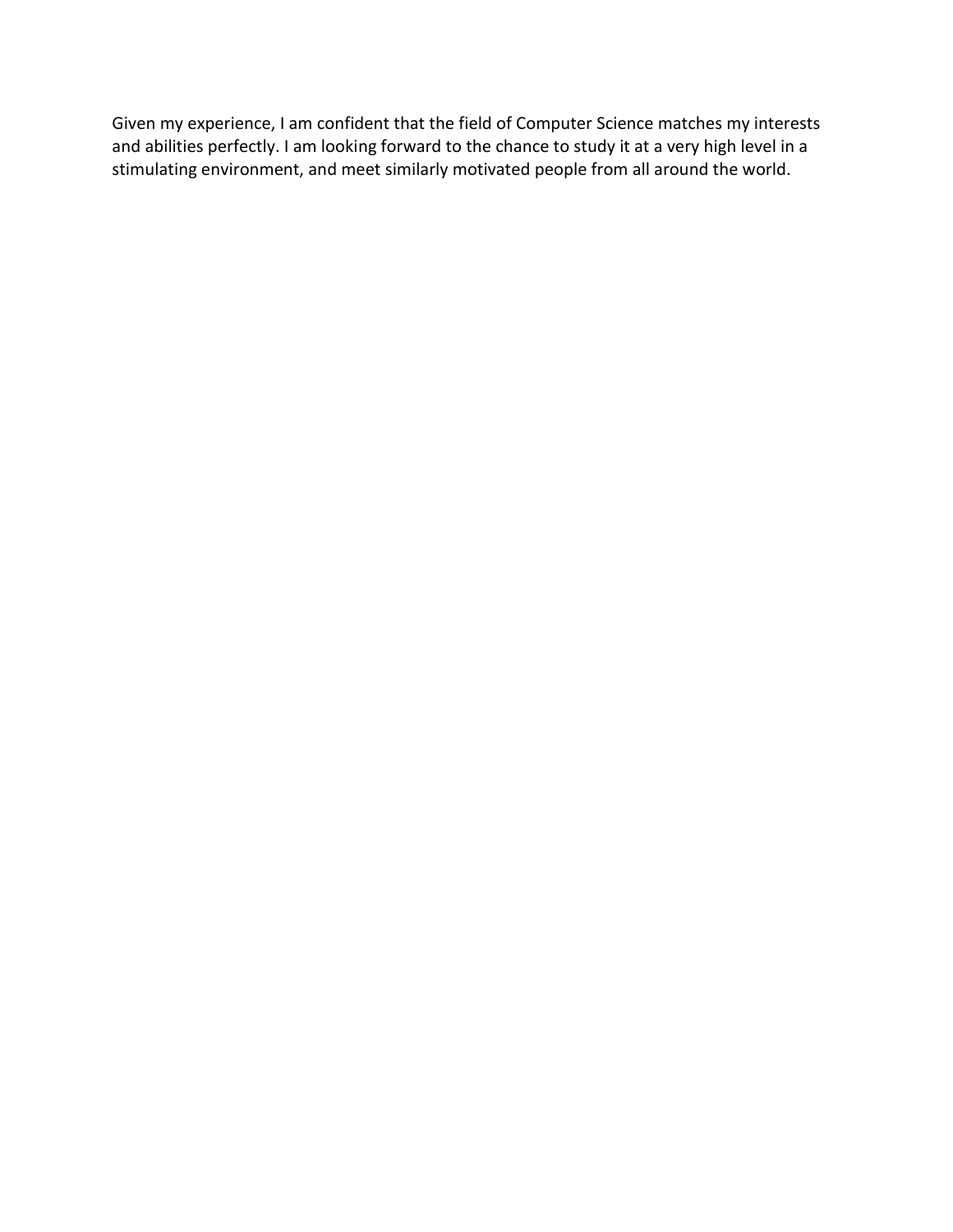Given my experience, I am confident that the field of Computer Science matches my interests and abilities perfectly. I am looking forward to the chance to study it at a very high level in a stimulating environment, and meet similarly motivated people from all around the world.